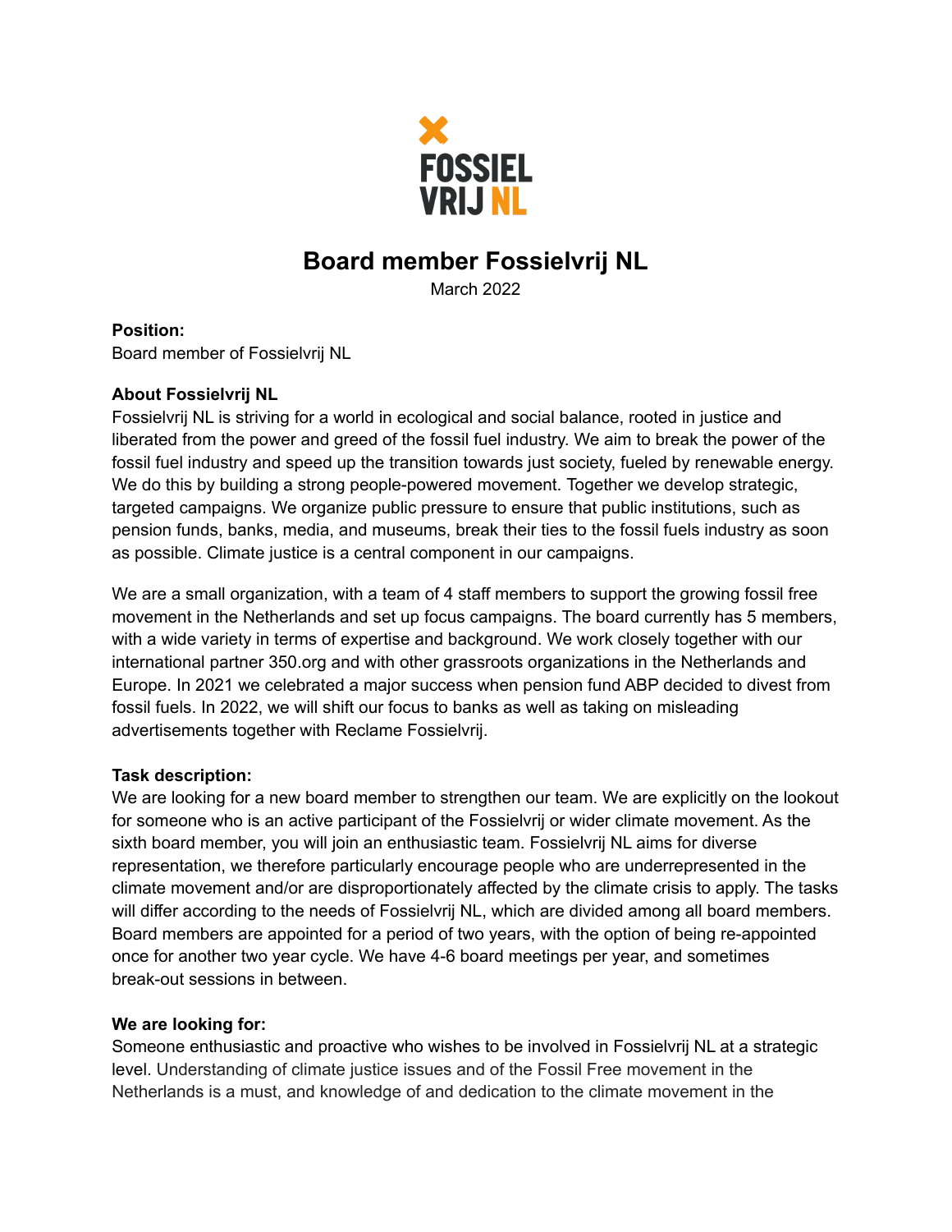# Board member Fossielvrij NL

March 2022

**Position:**
Board member of Fossielvrij NL

**About Fossielvrij NL**
Fossielvrij NL is striving for a world in ecological and social balance, rooted in justice and liberated from the power and greed of the fossil fuel industry. We aim to break the power of the fossil fuel industry and speed up the transition towards just society, fueled by renewable energy. We do this by building a strong people-powered movement. Together we develop strategic, targeted campaigns. We organize public pressure to ensure that public institutions, such as pension funds, banks, media, and museums, break their ties to the fossil fuels industry as soon as possible. Climate justice is a central component in our campaigns.

We are a small organization, with a team of 4 staff members to support the growing fossil free movement in the Netherlands and set up focus campaigns. The board currently has 5 members, with a wide variety in terms of expertise and background. We work closely together with our international partner 350.org and with other grassroots organizations in the Netherlands and Europe. In 2021 we celebrated a major success when pension fund ABP decided to divest from fossil fuels. In 2022, we will shift our focus to banks as well as taking on misleading advertisements together with Reclame Fossielvrij.

**Task description:**
We are looking for a new board member to strengthen our team. We are explicitly on the lookout for someone who is an active participant of the Fossielvrij or wider climate movement. As the sixth board member, you will join an enthusiastic team. Fossielvrij NL aims for diverse representation, we therefore particularly encourage people who are underrepresented in the climate movement and/or are disproportionately affected by the climate crisis to apply. The tasks will differ according to the needs of Fossielvrij NL, which are divided among all board members. Board members are appointed for a period of two years, with the option of being re-appointed once for another two year cycle. We have 4-6 board meetings per year, and sometimes break-out sessions in between.

**We are looking for:**
Someone enthusiastic and proactive who wishes to be involved in Fossielvrij NL at a strategic level. Understanding of climate justice issues and of the Fossil Free movement in the Netherlands is a must, and knowledge of and dedication to the climate movement in the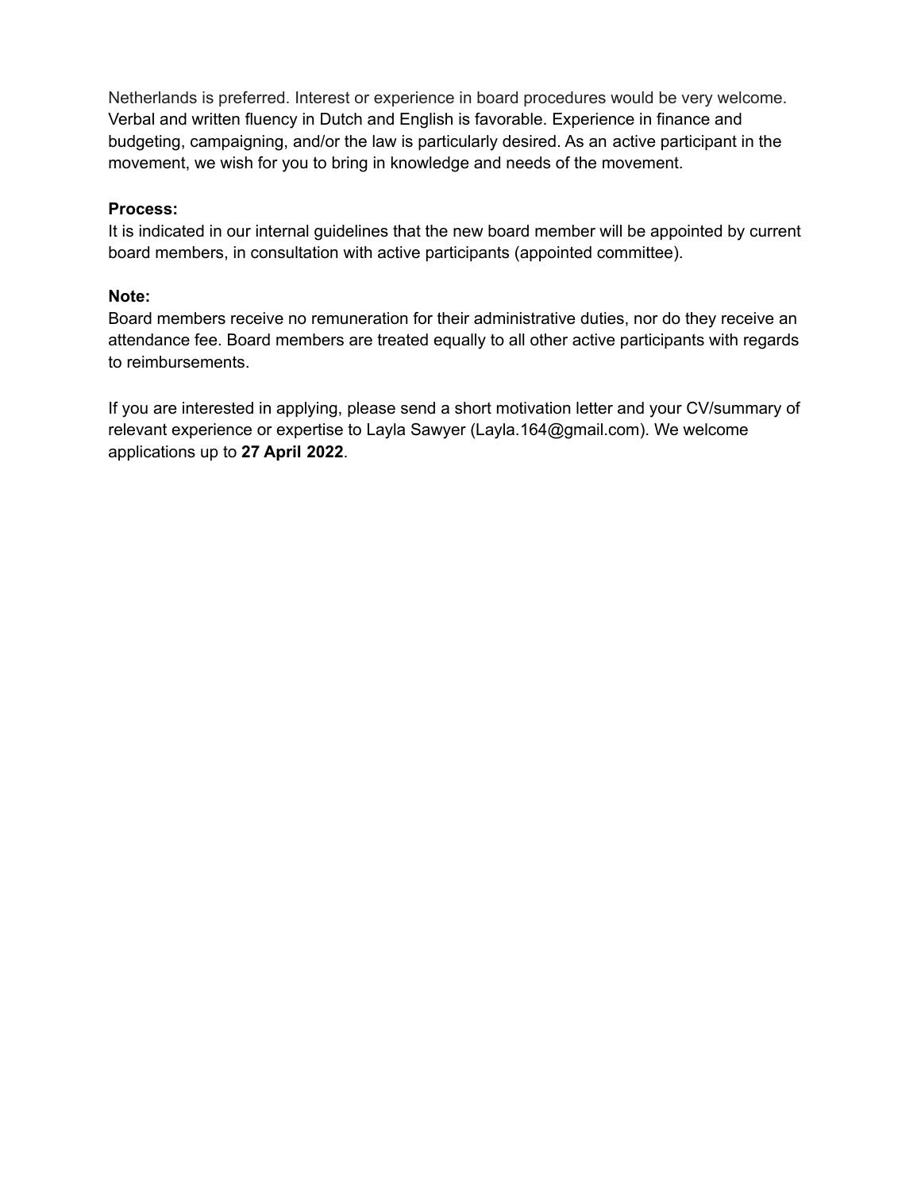Netherlands is preferred. Interest or experience in board procedures would be very welcome. Verbal and written fluency in Dutch and English is favorable. Experience in finance and budgeting, campaigning, and/or the law is particularly desired. As an active participant in the movement, we wish for you to bring in knowledge and needs of the movement.

**Process:**
It is indicated in our internal guidelines that the new board member will be appointed by current board members, in consultation with active participants (appointed committee).

**Note:**
Board members receive no remuneration for their administrative duties, nor do they receive an attendance fee. Board members are treated equally to all other active participants with regards to reimbursements.

If you are interested in applying, please send a short motivation letter and your CV/summary of relevant experience or expertise to Layla Sawyer (Layla.164@gmail.com). We welcome applications up to **27 April 2022**.